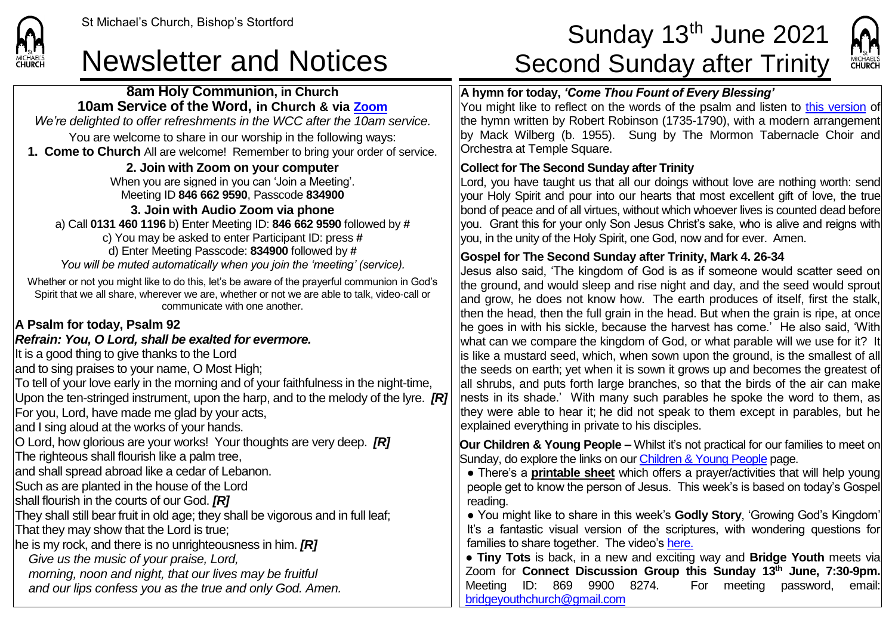St Michael's Church, Bishop's Stortford

# Newsletter and Notices

# Sunday 13th June 2021 Second Sunday after Trinity

**8am Holy Communion, in Church**
**10am Service of the Word, in Church & via Zoom**

*We're delighted to offer refreshments in the WCC after the 10am service.*

You are welcome to share in our worship in the following ways:

**1. Come to Church** All are welcome! Remember to bring your order of service.

**2. Join with Zoom on your computer**
When you are signed in you can 'Join a Meeting'.
Meeting ID **846 662 9590**, Passcode **834900**

**3. Join with Audio Zoom via phone**
a) Call **0131 460 1196** b) Enter Meeting ID: **846 662 9590** followed by **#**
c) You may be asked to enter Participant ID: press **#**
d) Enter Meeting Passcode: **834900** followed by **#**
*You will be muted automatically when you join the 'meeting' (service).*

Whether or not you might like to do this, let's be aware of the prayerful communion in God's Spirit that we all share, wherever we are, whether or not we are able to talk, video-call or communicate with one another.

**A Psalm for today, Psalm 92**
***Refrain: You, O Lord, shall be exalted for evermore.***

It is a good thing to give thanks to the Lord
and to sing praises to your name, O Most High;
To tell of your love early in the morning and of your faithfulness in the night-time,
Upon the ten-stringed instrument, upon the harp, and to the melody of the lyre. ***[R]***
For you, Lord, have made me glad by your acts,
and I sing aloud at the works of your hands.
O Lord, how glorious are your works! Your thoughts are very deep. ***[R]***
The righteous shall flourish like a palm tree,
and shall spread abroad like a cedar of Lebanon.
Such as are planted in the house of the Lord
shall flourish in the courts of our God. ***[R]***
They shall still bear fruit in old age; they shall be vigorous and in full leaf;
That they may show that the Lord is true;
he is my rock, and there is no unrighteousness in him. ***[R]***
*Give us the music of your praise, Lord,*
*morning, noon and night, that our lives may be fruitful*
*and our lips confess you as the true and only God. Amen.*

**A hymn for today, *'Come Thou Fount of Every Blessing'***
You might like to reflect on the words of the psalm and listen to this version of the hymn written by Robert Robinson (1735-1790), with a modern arrangement by Mack Wilberg (b. 1955). Sung by The Mormon Tabernacle Choir and Orchestra at Temple Square.

**Collect for The Second Sunday after Trinity**
Lord, you have taught us that all our doings without love are nothing worth: send your Holy Spirit and pour into our hearts that most excellent gift of love, the true bond of peace and of all virtues, without which whoever lives is counted dead before you. Grant this for your only Son Jesus Christ's sake, who is alive and reigns with you, in the unity of the Holy Spirit, one God, now and for ever. Amen.

**Gospel for The Second Sunday after Trinity, Mark 4. 26-34**
Jesus also said, 'The kingdom of God is as if someone would scatter seed on the ground, and would sleep and rise night and day, and the seed would sprout and grow, he does not know how. The earth produces of itself, first the stalk, then the head, then the full grain in the head. But when the grain is ripe, at once he goes in with his sickle, because the harvest has come.' He also said, 'With what can we compare the kingdom of God, or what parable will we use for it? It is like a mustard seed, which, when sown upon the ground, is the smallest of all the seeds on earth; yet when it is sown it grows up and becomes the greatest of all shrubs, and puts forth large branches, so that the birds of the air can make nests in its shade.' With many such parables he spoke the word to them, as they were able to hear it; he did not speak to them except in parables, but he explained everything in private to his disciples.

**Our Children & Young People –** Whilst it's not practical for our families to meet on Sunday, do explore the links on our Children & Young People page.

- There's a **printable sheet** which offers a prayer/activities that will help young people get to know the person of Jesus. This week's is based on today's Gospel reading.
- You might like to share in this week's **Godly Story**, 'Growing God's Kingdom' It's a fantastic visual version of the scriptures, with wondering questions for families to share together. The video's here.
- **Tiny Tots** is back, in a new and exciting way and **Bridge Youth** meets via Zoom for **Connect Discussion Group this Sunday 13th June, 7:30-9pm.** Meeting ID: 869 9900 8274. For meeting password, email: bridgeyouthchurch@gmail.com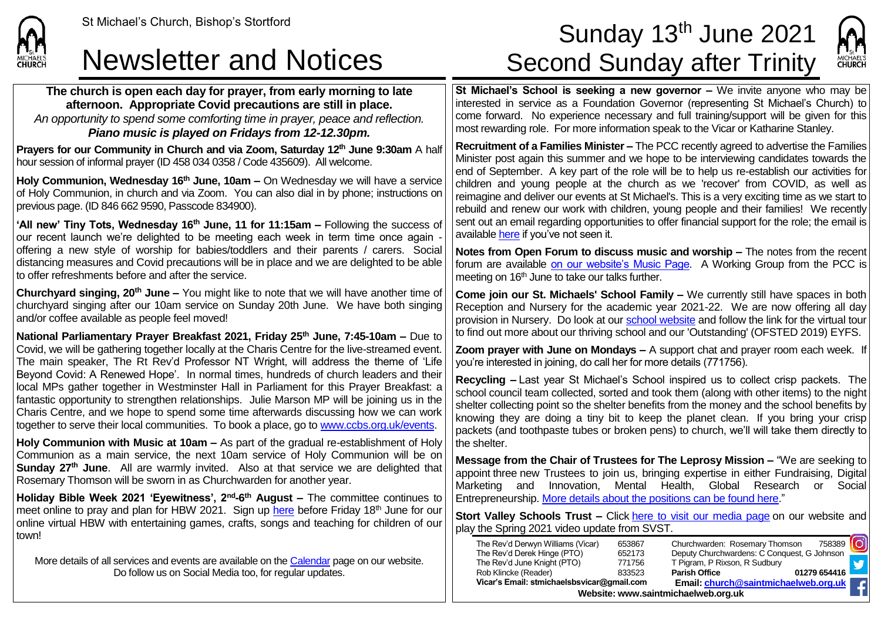St Michael's Church, Bishop's Stortford

# Newsletter and Notices

# Sunday 13th June 2021 Second Sunday after Trinity

**The church is open each day for prayer, from early morning to late afternoon. Appropriate Covid precautions are still in place.**
*An opportunity to spend some comforting time in prayer, peace and reflection.*
***Piano music is played on Fridays from 12-12.30pm.***

**Prayers for our Community in Church and via Zoom, Saturday 12th June 9:30am** A half hour session of informal prayer (ID 458 034 0358 / Code 435609). All welcome.

**Holy Communion, Wednesday 16th June, 10am –** On Wednesday we will have a service of Holy Communion, in church and via Zoom. You can also dial in by phone; instructions on previous page. (ID 846 662 9590, Passcode 834900).

**'All new' Tiny Tots, Wednesday 16th June, 11 for 11:15am –** Following the success of our recent launch we're delighted to be meeting each week in term time once again - offering a new style of worship for babies/toddlers and their parents / carers. Social distancing measures and Covid precautions will be in place and we are delighted to be able to offer refreshments before and after the service.

**Churchyard singing, 20th June –** You might like to note that we will have another time of churchyard singing after our 10am service on Sunday 20th June. We have both singing and/or coffee available as people feel moved!

**National Parliamentary Prayer Breakfast 2021, Friday 25th June, 7:45-10am –** Due to Covid, we will be gathering together locally at the Charis Centre for the live-streamed event. The main speaker, The Rt Rev'd Professor NT Wright, will address the theme of 'Life Beyond Covid: A Renewed Hope'. In normal times, hundreds of church leaders and their local MPs gather together in Westminster Hall in Parliament for this Prayer Breakfast: a fantastic opportunity to strengthen relationships. Julie Marson MP will be joining us in the Charis Centre, and we hope to spend some time afterwards discussing how we can work together to serve their local communities. To book a place, go to www.ccbs.org.uk/events.

**Holy Communion with Music at 10am –** As part of the gradual re-establishment of Holy Communion as a main service, the next 10am service of Holy Communion will be on **Sunday 27th June**. All are warmly invited. Also at that service we are delighted that Rosemary Thomson will be sworn in as Churchwarden for another year.

**Holiday Bible Week 2021 'Eyewitness', 2nd-6th August –** The committee continues to meet online to pray and plan for HBW 2021. Sign up here before Friday 18th June for our online virtual HBW with entertaining games, crafts, songs and teaching for children of our town!

More details of all services and events are available on the Calendar page on our website.
Do follow us on Social Media too, for regular updates.

**St Michael's School is seeking a new governor –** We invite anyone who may be interested in service as a Foundation Governor (representing St Michael's Church) to come forward. No experience necessary and full training/support will be given for this most rewarding role. For more information speak to the Vicar or Katharine Stanley.

**Recruitment of a Families Minister –** The PCC recently agreed to advertise the Families Minister post again this summer and we hope to be interviewing candidates towards the end of September. A key part of the role will be to help us re-establish our activities for children and young people at the church as we 'recover' from COVID, as well as reimagine and deliver our events at St Michael's. This is a very exciting time as we start to rebuild and renew our work with children, young people and their families! We recently sent out an email regarding opportunities to offer financial support for the role; the email is available here if you've not seen it.

**Notes from Open Forum to discuss music and worship –** The notes from the recent forum are available on our website's Music Page. A Working Group from the PCC is meeting on 16th June to take our talks further.

**Come join our St. Michaels' School Family –** We currently still have spaces in both Reception and Nursery for the academic year 2021-22. We are now offering all day provision in Nursery. Do look at our school website and follow the link for the virtual tour to find out more about our thriving school and our 'Outstanding' (OFSTED 2019) EYFS.

**Zoom prayer with June on Mondays –** A support chat and prayer room each week. If you're interested in joining, do call her for more details (771756).

**Recycling –** Last year St Michael's School inspired us to collect crisp packets. The school council team collected, sorted and took them (along with other items) to the night shelter collecting point so the shelter benefits from the money and the school benefits by knowing they are doing a tiny bit to keep the planet clean. If you bring your crisp packets (and toothpaste tubes or broken pens) to church, we'll will take them directly to the shelter.

**Message from the Chair of Trustees for The Leprosy Mission –** "We are seeking to appoint three new Trustees to join us, bringing expertise in either Fundraising, Digital Marketing and Innovation, Mental Health, Global Research or Social Entrepreneurship. More details about the positions can be found here."

**Stort Valley Schools Trust –** Click here to visit our media page on our website and play the Spring 2021 video update from SVST.

| | | | |
|---|---|---|---|
| The Rev'd Derwyn Williams (Vicar) | 653867 | Churchwarden: Rosemary Thomson | 758389 |
| The Rev'd Derek Hinge (PTO) | 652173 | Deputy Churchwardens: C Conquest, G Johnson | |
| The Rev'd June Knight (PTO) | 771756 | T Pigram, P Rixson, R Sudbury | |
| Rob Klincke (Reader) | 833523 | **Parish Office** | **01279 654416** |
| **Vicar's Email: stmichaelsbsvicar@gmail.com** | | **Email: church@saintmichaelweb.org.uk** | |

**Website: www.saintmichaelweb.org.uk**